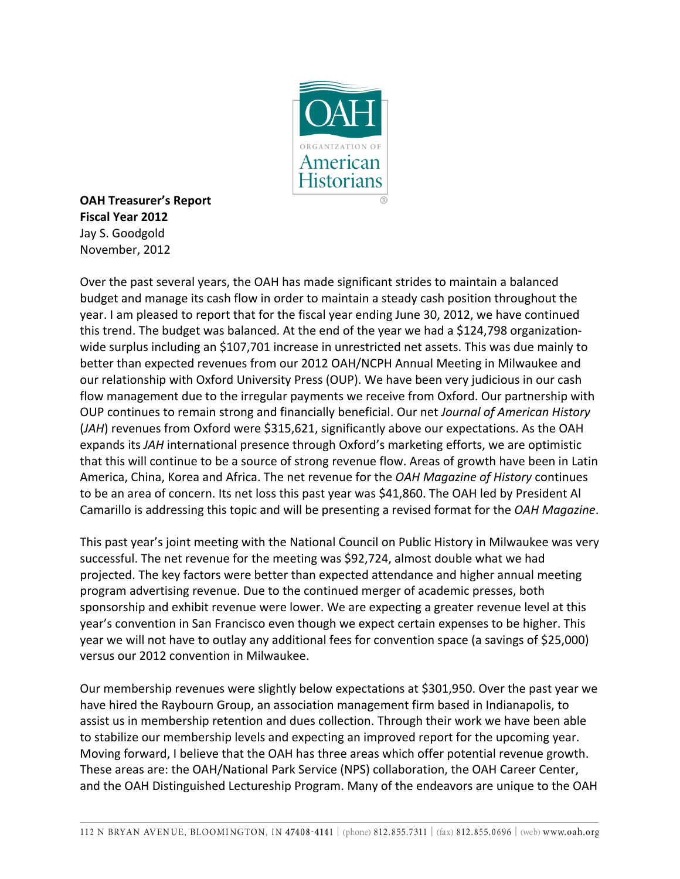**OAH Treasurer's Report**
**Fiscal Year 2012**
Jay S. Goodgold
November, 2012

Over the past several years, the OAH has made significant strides to maintain a balanced budget and manage its cash flow in order to maintain a steady cash position throughout the year. I am pleased to report that for the fiscal year ending June 30, 2012, we have continued this trend. The budget was balanced. At the end of the year we had a $124,798 organization-wide surplus including an $107,701 increase in unrestricted net assets. This was due mainly to better than expected revenues from our 2012 OAH/NCPH Annual Meeting in Milwaukee and our relationship with Oxford University Press (OUP). We have been very judicious in our cash flow management due to the irregular payments we receive from Oxford. Our partnership with OUP continues to remain strong and financially beneficial. Our net *Journal of American History* (*JAH*) revenues from Oxford were $315,621, significantly above our expectations. As the OAH expands its *JAH* international presence through Oxford's marketing efforts, we are optimistic that this will continue to be a source of strong revenue flow. Areas of growth have been in Latin America, China, Korea and Africa. The net revenue for the *OAH Magazine of History* continues to be an area of concern. Its net loss this past year was $41,860. The OAH led by President Al Camarillo is addressing this topic and will be presenting a revised format for the *OAH Magazine*.

This past year's joint meeting with the National Council on Public History in Milwaukee was very successful. The net revenue for the meeting was $92,724, almost double what we had projected. The key factors were better than expected attendance and higher annual meeting program advertising revenue. Due to the continued merger of academic presses, both sponsorship and exhibit revenue were lower. We are expecting a greater revenue level at this year's convention in San Francisco even though we expect certain expenses to be higher. This year we will not have to outlay any additional fees for convention space (a savings of $25,000) versus our 2012 convention in Milwaukee.

Our membership revenues were slightly below expectations at $301,950. Over the past year we have hired the Raybourn Group, an association management firm based in Indianapolis, to assist us in membership retention and dues collection. Through their work we have been able to stabilize our membership levels and expecting an improved report for the upcoming year. Moving forward, I believe that the OAH has three areas which offer potential revenue growth. These areas are: the OAH/National Park Service (NPS) collaboration, the OAH Career Center, and the OAH Distinguished Lectureship Program. Many of the endeavors are unique to the OAH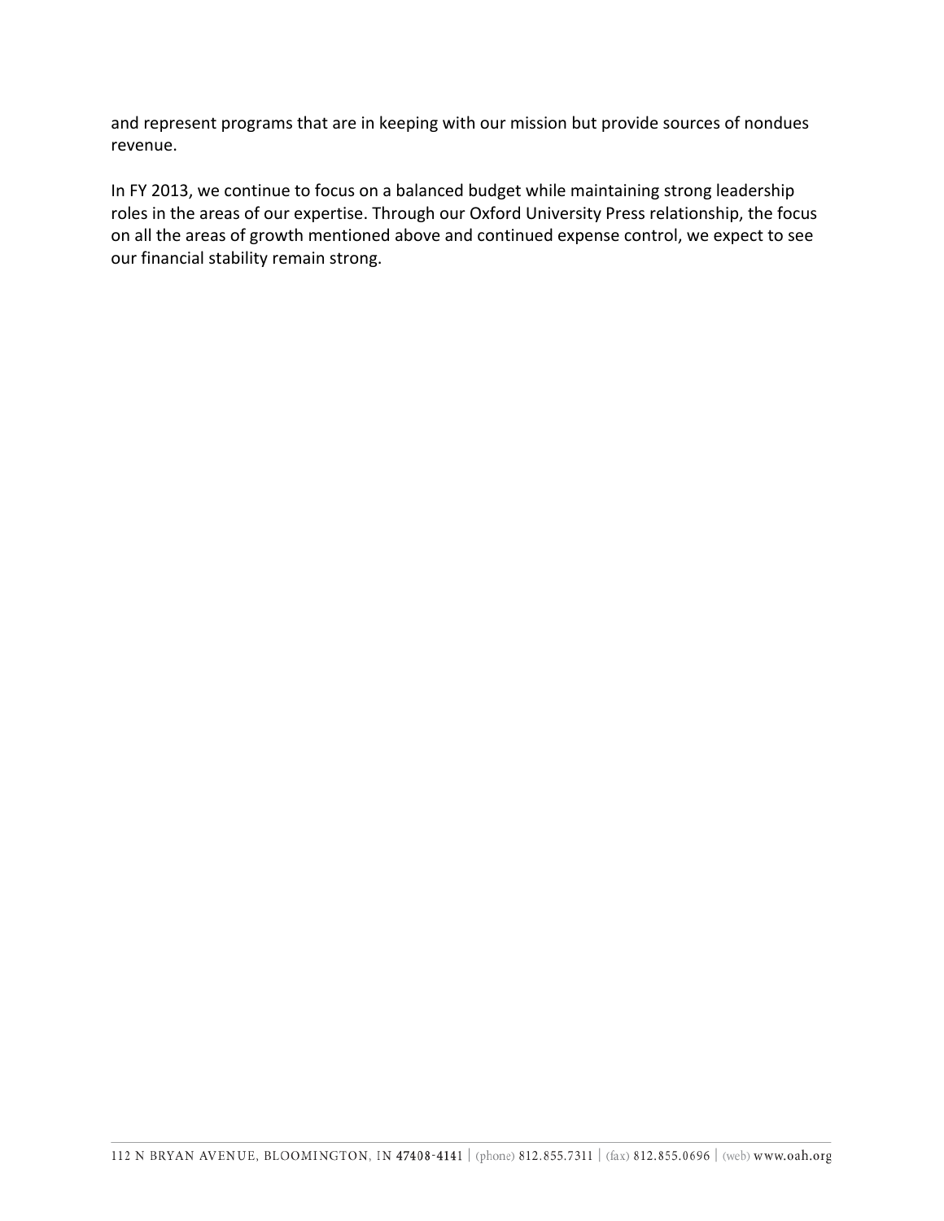and represent programs that are in keeping with our mission but provide sources of nondues revenue.

In FY 2013, we continue to focus on a balanced budget while maintaining strong leadership roles in the areas of our expertise. Through our Oxford University Press relationship, the focus on all the areas of growth mentioned above and continued expense control, we expect to see our financial stability remain strong.